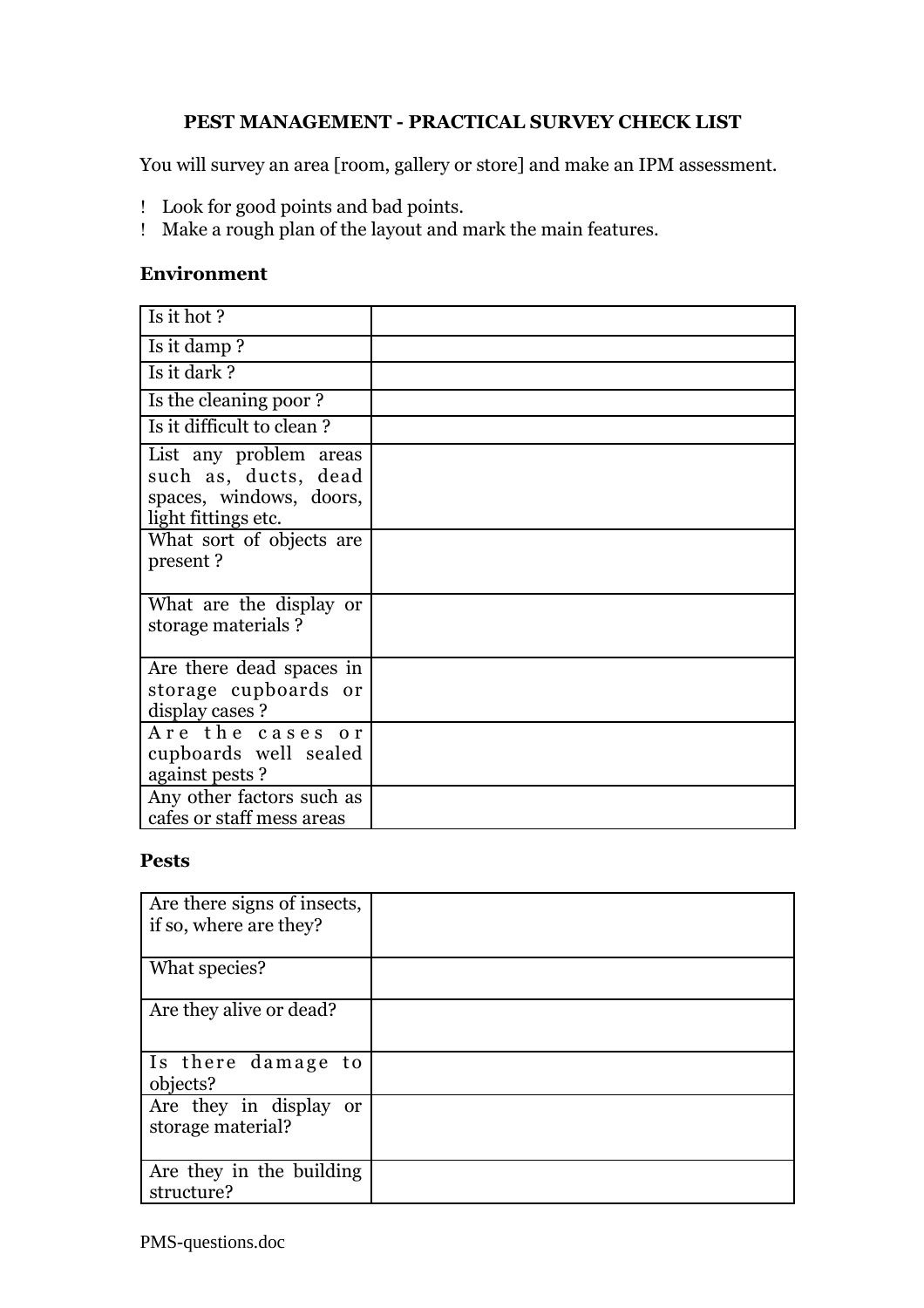# PEST MANAGEMENT - PRACTICAL SURVEY CHECK LIST

You will survey an area [room, gallery or store] and make an IPM assessment.

- Look for good points and bad points.
- Make a rough plan of the layout and mark the main features.

### Environment

| | |
|---|---|
| Is it hot ? | |
| Is it damp ? | |
| Is it dark ? | |
| Is the cleaning poor ? | |
| Is it difficult to clean ? | |
| List any problem areas such as, ducts, dead spaces, windows, doors, light fittings etc. | |
| What sort of objects are present ? | |
| What are the display or storage materials ? | |
| Are there dead spaces in storage cupboards or display cases ? | |
| Are the cases or cupboards well sealed against pests ? | |
| Any other factors such as cafes or staff mess areas | |

### Pests

| | |
|---|---|
| Are there signs of insects, if so, where are they? | |
| What species? | |
| Are they alive or dead? | |
| Is there damage to objects? | |
| Are they in display or storage material? | |
| Are they in the building structure? | |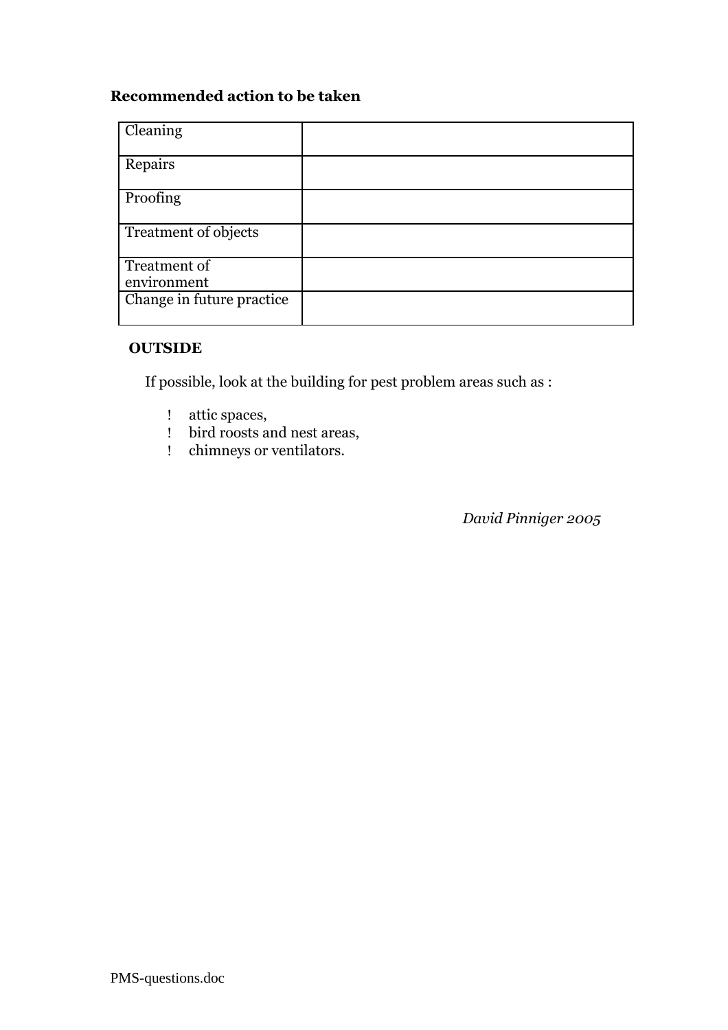**Recommended action to be taken**

| | |
|---|---|
| Cleaning | |
| Repairs | |
| Proofing | |
| Treatment of objects | |
| Treatment of environment | |
| Change in future practice | |

**OUTSIDE**

If possible, look at the building for pest problem areas such as :

- attic spaces,
- bird roosts and nest areas,
- chimneys or ventilators.

*David Pinniger 2005*